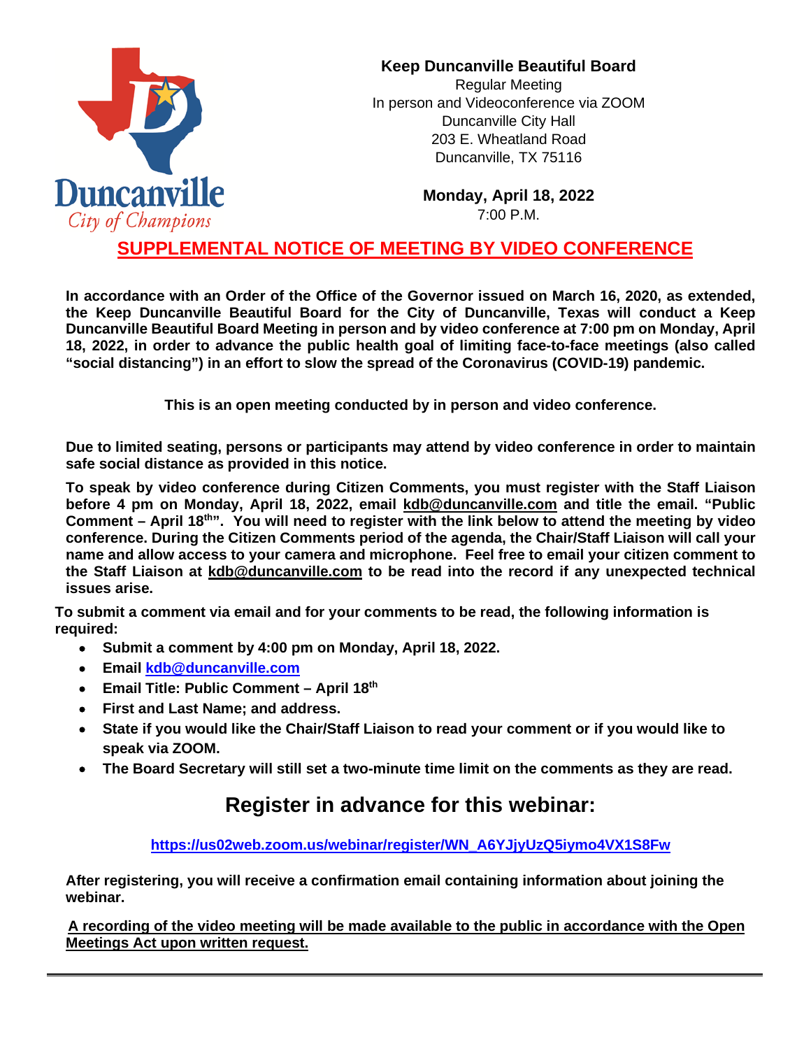Duncanville
City of Champions

**Keep Duncanville Beautiful Board**
Regular Meeting
In person and Videoconference via ZOOM
Duncanville City Hall
203 E. Wheatland Road
Duncanville, TX 75116

**Monday, April 18, 2022**
7:00 P.M.

## SUPPLEMENTAL NOTICE OF MEETING BY VIDEO CONFERENCE

**In accordance with an Order of the Office of the Governor issued on March 16, 2020, as extended, the Keep Duncanville Beautiful Board for the City of Duncanville, Texas will conduct a Keep Duncanville Beautiful Board Meeting in person and by video conference at 7:00 pm on Monday, April 18, 2022, in order to advance the public health goal of limiting face-to-face meetings (also called "social distancing") in an effort to slow the spread of the Coronavirus (COVID-19) pandemic.**

**This is an open meeting conducted by in person and video conference.**

**Due to limited seating, persons or participants may attend by video conference in order to maintain safe social distance as provided in this notice.**

**To speak by video conference during Citizen Comments, you must register with the Staff Liaison before 4 pm on Monday, April 18, 2022, email kdb@duncanville.com and title the email. "Public Comment – April 18th". You will need to register with the link below to attend the meeting by video conference. During the Citizen Comments period of the agenda, the Chair/Staff Liaison will call your name and allow access to your camera and microphone. Feel free to email your citizen comment to the Staff Liaison at kdb@duncanville.com to be read into the record if any unexpected technical issues arise.**

**To submit a comment via email and for your comments to be read, the following information is required:**

- **Submit a comment by 4:00 pm on Monday, April 18, 2022.**
- **Email kdb@duncanville.com**
- **Email Title: Public Comment – April 18th**
- **First and Last Name; and address.**
- **State if you would like the Chair/Staff Liaison to read your comment or if you would like to speak via ZOOM.**
- **The Board Secretary will still set a two-minute time limit on the comments as they are read.**

## Register in advance for this webinar:

**https://us02web.zoom.us/webinar/register/WN_A6YJjyUzQ5iymo4VX1S8Fw**

**After registering, you will receive a confirmation email containing information about joining the webinar.**

**A recording of the video meeting will be made available to the public in accordance with the Open Meetings Act upon written request.**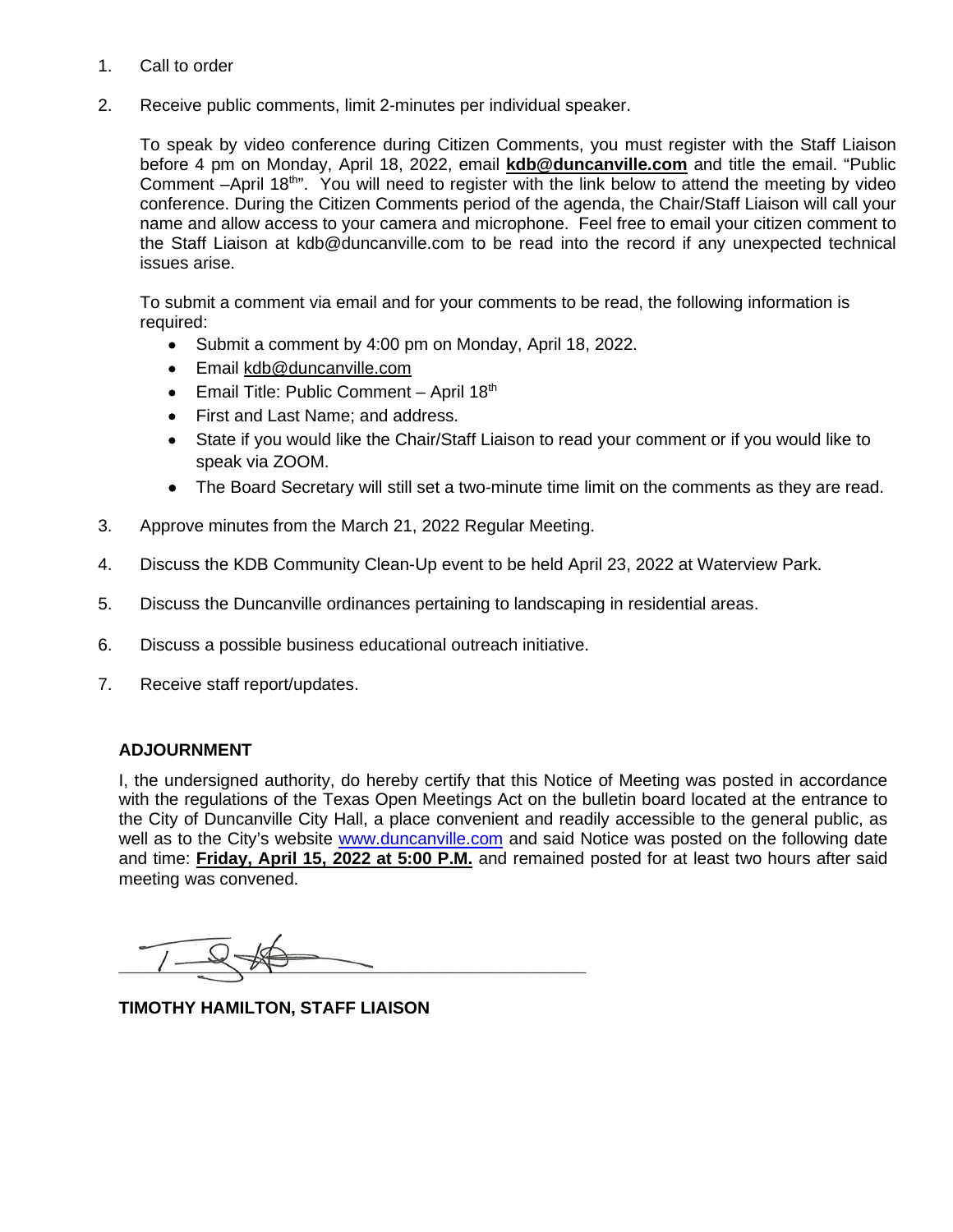1. Call to order

2. Receive public comments, limit 2-minutes per individual speaker.

   To speak by video conference during Citizen Comments, you must register with the Staff Liaison before 4 pm on Monday, April 18, 2022, email **kdb@duncanville.com** and title the email. "Public Comment –April 18th". You will need to register with the link below to attend the meeting by video conference. During the Citizen Comments period of the agenda, the Chair/Staff Liaison will call your name and allow access to your camera and microphone. Feel free to email your citizen comment to the Staff Liaison at kdb@duncanville.com to be read into the record if any unexpected technical issues arise.

   To submit a comment via email and for your comments to be read, the following information is required:

   - Submit a comment by 4:00 pm on Monday, April 18, 2022.
   - Email kdb@duncanville.com
   - Email Title: Public Comment – April 18th
   - First and Last Name; and address.
   - State if you would like the Chair/Staff Liaison to read your comment or if you would like to speak via ZOOM.
   - The Board Secretary will still set a two-minute time limit on the comments as they are read.

3. Approve minutes from the March 21, 2022 Regular Meeting.

4. Discuss the KDB Community Clean-Up event to be held April 23, 2022 at Waterview Park.

5. Discuss the Duncanville ordinances pertaining to landscaping in residential areas.

6. Discuss a possible business educational outreach initiative.

7. Receive staff report/updates.

**ADJOURNMENT**

I, the undersigned authority, do hereby certify that this Notice of Meeting was posted in accordance with the regulations of the Texas Open Meetings Act on the bulletin board located at the entrance to the City of Duncanville City Hall, a place convenient and readily accessible to the general public, as well as to the City's website www.duncanville.com and said Notice was posted on the following date and time: **Friday, April 15, 2022 at 5:00 P.M.** and remained posted for at least two hours after said meeting was convened.

______________________________

**TIMOTHY HAMILTON, STAFF LIAISON**